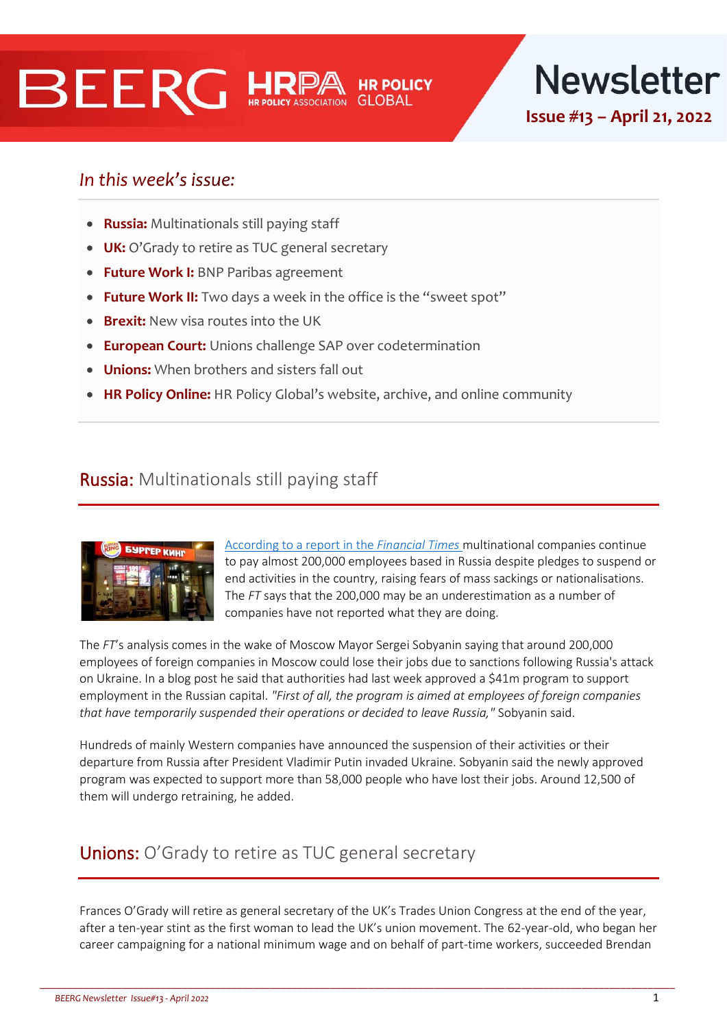# BEERG HRPA HR POLICY GLOBAL Newsletter

**Issue #13 – April 21, 2022**

## *In this week's issue:*

- **Russia:** Multinationals still paying staff
- **UK:** O'Grady to retire as TUC general secretary
- **Future Work I:** BNP Paribas agreement
- **Future Work II:** Two days a week in the office is the "sweet spot"
- **Brexit:** New visa routes into the UK
- **European Court:** Unions challenge SAP over codetermination
- **Unions:** When brothers and sisters fall out
- **HR Policy Online:** HR Policy Global's website, archive, and online community

## Russia: Multinationals still paying staff

According to a report in the *Financial Times* multinational companies continue to pay almost 200,000 employees based in Russia despite pledges to suspend or end activities in the country, raising fears of mass sackings or nationalisations. The *FT* says that the 200,000 may be an underestimation as a number of companies have not reported what they are doing.

The *FT*'s analysis comes in the wake of Moscow Mayor Sergei Sobyanin saying that around 200,000 employees of foreign companies in Moscow could lose their jobs due to sanctions following Russia's attack on Ukraine. In a blog post he said that authorities had last week approved a $41m program to support employment in the Russian capital. *"First of all, the program is aimed at employees of foreign companies that have temporarily suspended their operations or decided to leave Russia,"* Sobyanin said.

Hundreds of mainly Western companies have announced the suspension of their activities or their departure from Russia after President Vladimir Putin invaded Ukraine. Sobyanin said the newly approved program was expected to support more than 58,000 people who have lost their jobs. Around 12,500 of them will undergo retraining, he added.

## Unions: O'Grady to retire as TUC general secretary

Frances O'Grady will retire as general secretary of the UK's Trades Union Congress at the end of the year, after a ten-year stint as the first woman to lead the UK's union movement. The 62-year-old, who began her career campaigning for a national minimum wage and on behalf of part-time workers, succeeded Brendan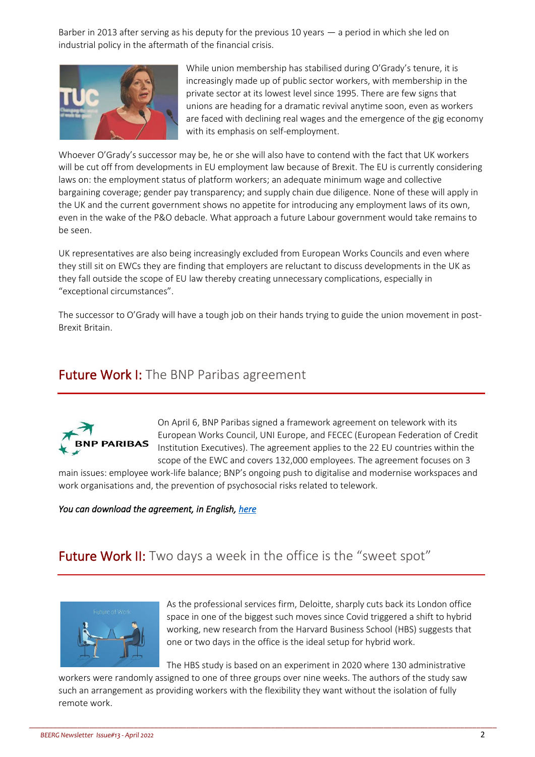Barber in 2013 after serving as his deputy for the previous 10 years — a period in which she led on industrial policy in the aftermath of the financial crisis.

While union membership has stabilised during O'Grady's tenure, it is increasingly made up of public sector workers, with membership in the private sector at its lowest level since 1995. There are few signs that unions are heading for a dramatic revival anytime soon, even as workers are faced with declining real wages and the emergence of the gig economy with its emphasis on self-employment.

Whoever O'Grady's successor may be, he or she will also have to contend with the fact that UK workers will be cut off from developments in EU employment law because of Brexit. The EU is currently considering laws on: the employment status of platform workers; an adequate minimum wage and collective bargaining coverage; gender pay transparency; and supply chain due diligence. None of these will apply in the UK and the current government shows no appetite for introducing any employment laws of its own, even in the wake of the P&O debacle. What approach a future Labour government would take remains to be seen.

UK representatives are also being increasingly excluded from European Works Councils and even where they still sit on EWCs they are finding that employers are reluctant to discuss developments in the UK as they fall outside the scope of EU law thereby creating unnecessary complications, especially in "exceptional circumstances".

The successor to O'Grady will have a tough job on their hands trying to guide the union movement in post-Brexit Britain.

## Future Work I: The BNP Paribas agreement

On April 6, BNP Paribas signed a framework agreement on telework with its European Works Council, UNI Europe, and FECEC (European Federation of Credit Institution Executives). The agreement applies to the 22 EU countries within the scope of the EWC and covers 132,000 employees. The agreement focuses on 3 main issues: employee work-life balance; BNP's ongoing push to digitalise and modernise workspaces and work organisations and, the prevention of psychosocial risks related to telework.

*You can download the agreement, in English, here*

## Future Work II: Two days a week in the office is the "sweet spot"

As the professional services firm, Deloitte, sharply cuts back its London office space in one of the biggest such moves since Covid triggered a shift to hybrid working, new research from the Harvard Business School (HBS) suggests that one or two days in the office is the ideal setup for hybrid work.

The HBS study is based on an experiment in 2020 where 130 administrative workers were randomly assigned to one of three groups over nine weeks. The authors of the study saw such an arrangement as providing workers with the flexibility they want without the isolation of fully remote work.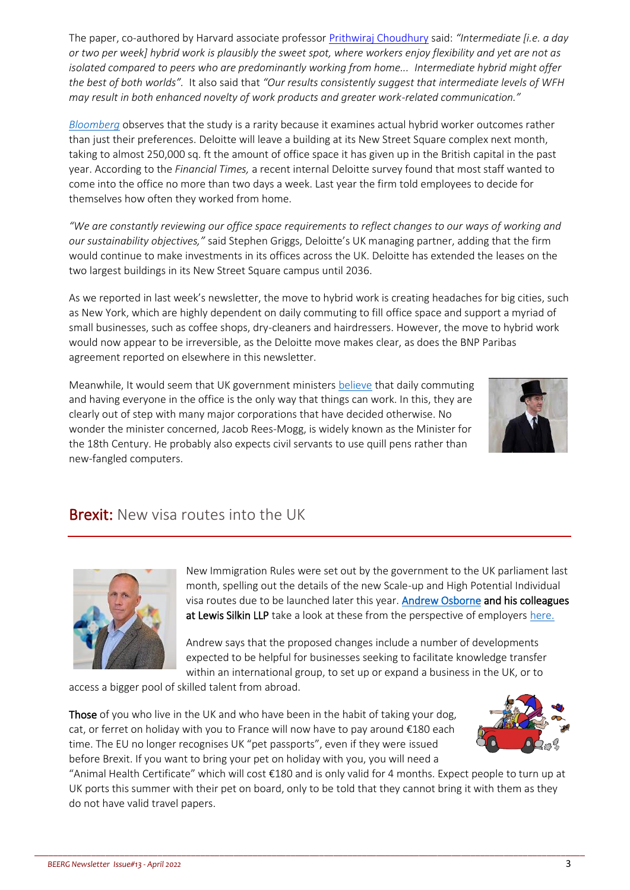The paper, co-authored by Harvard associate professor Prithwiraj Choudhury said: *"Intermediate [i.e. a day or two per week] hybrid work is plausibly the sweet spot, where workers enjoy flexibility and yet are not as isolated compared to peers who are predominantly working from home... Intermediate hybrid might offer the best of both worlds".* It also said that *"Our results consistently suggest that intermediate levels of WFH may result in both enhanced novelty of work products and greater work-related communication."*

*Bloomberg* observes that the study is a rarity because it examines actual hybrid worker outcomes rather than just their preferences. Deloitte will leave a building at its New Street Square complex next month, taking to almost 250,000 sq. ft the amount of office space it has given up in the British capital in the past year. According to the *Financial Times,* a recent internal Deloitte survey found that most staff wanted to come into the office no more than two days a week. Last year the firm told employees to decide for themselves how often they worked from home.

*"We are constantly reviewing our office space requirements to reflect changes to our ways of working and our sustainability objectives,"* said Stephen Griggs, Deloitte's UK managing partner, adding that the firm would continue to make investments in its offices across the UK. Deloitte has extended the leases on the two largest buildings in its New Street Square campus until 2036.

As we reported in last week's newsletter, the move to hybrid work is creating headaches for big cities, such as New York, which are highly dependent on daily commuting to fill office space and support a myriad of small businesses, such as coffee shops, dry-cleaners and hairdressers. However, the move to hybrid work would now appear to be irreversible, as the Deloitte move makes clear, as does the BNP Paribas agreement reported on elsewhere in this newsletter.

Meanwhile, It would seem that UK government ministers believe that daily commuting and having everyone in the office is the only way that things can work. In this, they are clearly out of step with many major corporations that have decided otherwise. No wonder the minister concerned, Jacob Rees-Mogg, is widely known as the Minister for the 18th Century. He probably also expects civil servants to use quill pens rather than new-fangled computers.

## Brexit: New visa routes into the UK

New Immigration Rules were set out by the government to the UK parliament last month, spelling out the details of the new Scale-up and High Potential Individual visa routes due to be launched later this year. **Andrew Osborne and his colleagues at Lewis Silkin LLP** take a look at these from the perspective of employers here.

Andrew says that the proposed changes include a number of developments expected to be helpful for businesses seeking to facilitate knowledge transfer within an international group, to set up or expand a business in the UK, or to access a bigger pool of skilled talent from abroad.

**Those** of you who live in the UK and who have been in the habit of taking your dog, cat, or ferret on holiday with you to France will now have to pay around €180 each time. The EU no longer recognises UK "pet passports", even if they were issued before Brexit. If you want to bring your pet on holiday with you, you will need a "Animal Health Certificate" which will cost €180 and is only valid for 4 months. Expect people to turn up at UK ports this summer with their pet on board, only to be told that they cannot bring it with them as they do not have valid travel papers.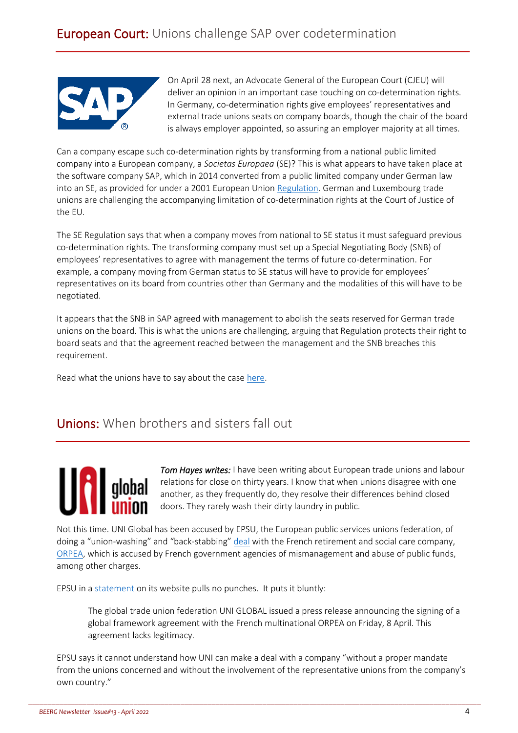## European Court: Unions challenge SAP over codetermination

On April 28 next, an Advocate General of the European Court (CJEU) will deliver an opinion in an important case touching on co-determination rights. In Germany, co-determination rights give employees' representatives and external trade unions seats on company boards, though the chair of the board is always employer appointed, so assuring an employer majority at all times.

Can a company escape such co-determination rights by transforming from a national public limited company into a European company, a *Societas Europaea* (SE)? This is what appears to have taken place at the software company SAP, which in 2014 converted from a public limited company under German law into an SE, as provided for under a 2001 European Union Regulation. German and Luxembourg trade unions are challenging the accompanying limitation of co-determination rights at the Court of Justice of the EU.

The SE Regulation says that when a company moves from national to SE status it must safeguard previous co-determination rights. The transforming company must set up a Special Negotiating Body (SNB) of employees' representatives to agree with management the terms of future co-determination. For example, a company moving from German status to SE status will have to provide for employees' representatives on its board from countries other than Germany and the modalities of this will have to be negotiated.

It appears that the SNB in SAP agreed with management to abolish the seats reserved for German trade unions on the board. This is what the unions are challenging, arguing that Regulation protects their right to board seats and that the agreement reached between the management and the SNB breaches this requirement.

Read what the unions have to say about the case here.

## Unions: When brothers and sisters fall out

*Tom Hayes writes:* I have been writing about European trade unions and labour relations for close on thirty years. I know that when unions disagree with one another, as they frequently do, they resolve their differences behind closed doors. They rarely wash their dirty laundry in public.

Not this time. UNI Global has been accused by EPSU, the European public services unions federation, of doing a "union-washing" and "back-stabbing" deal with the French retirement and social care company, ORPEA, which is accused by French government agencies of mismanagement and abuse of public funds, among other charges.

EPSU in a statement on its website pulls no punches. It puts it bluntly:

> The global trade union federation UNI GLOBAL issued a press release announcing the signing of a global framework agreement with the French multinational ORPEA on Friday, 8 April. This agreement lacks legitimacy.

EPSU says it cannot understand how UNI can make a deal with a company "without a proper mandate from the unions concerned and without the involvement of the representative unions from the company's own country."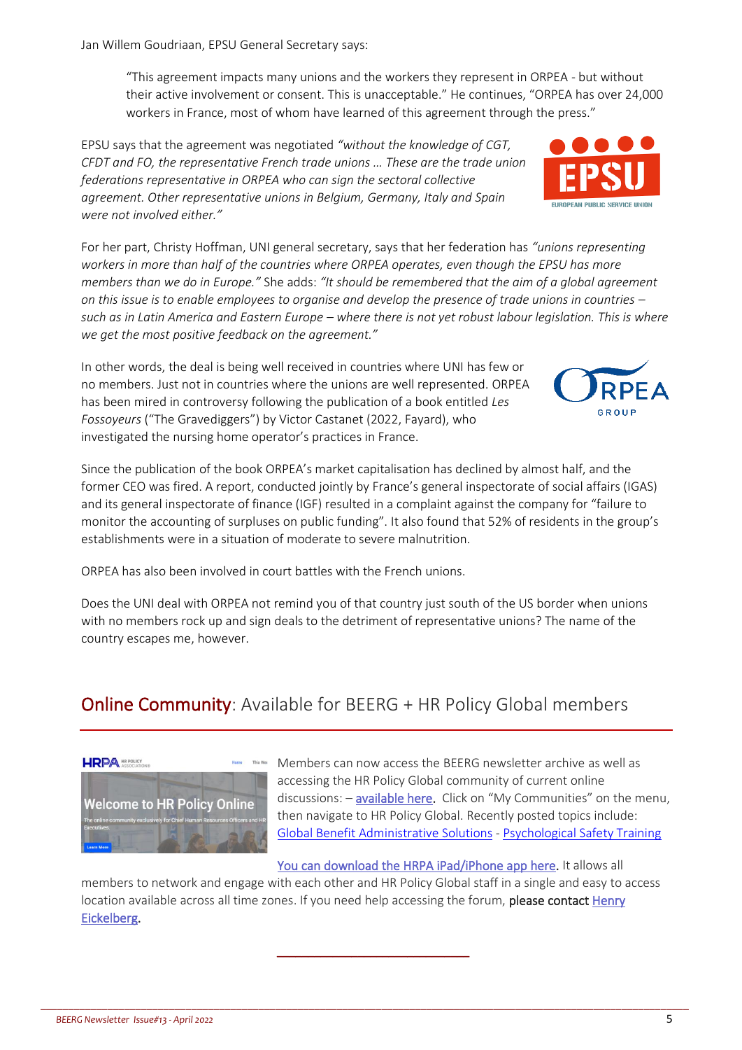Jan Willem Goudriaan, EPSU General Secretary says:

> "This agreement impacts many unions and the workers they represent in ORPEA - but without their active involvement or consent. This is unacceptable." He continues, "ORPEA has over 24,000 workers in France, most of whom have learned of this agreement through the press."

EPSU says that the agreement was negotiated *"without the knowledge of CGT, CFDT and FO, the representative French trade unions … These are the trade union federations representative in ORPEA who can sign the sectoral collective agreement. Other representative unions in Belgium, Germany, Italy and Spain were not involved either."*

For her part, Christy Hoffman, UNI general secretary, says that her federation has *"unions representing workers in more than half of the countries where ORPEA operates, even though the EPSU has more members than we do in Europe."* She adds: *"It should be remembered that the aim of a global agreement on this issue is to enable employees to organise and develop the presence of trade unions in countries – such as in Latin America and Eastern Europe – where there is not yet robust labour legislation. This is where we get the most positive feedback on the agreement."*

In other words, the deal is being well received in countries where UNI has few or no members. Just not in countries where the unions are well represented. ORPEA has been mired in controversy following the publication of a book entitled *Les Fossoyeurs* ("The Gravediggers") by Victor Castanet (2022, Fayard), who investigated the nursing home operator's practices in France.

Since the publication of the book ORPEA's market capitalisation has declined by almost half, and the former CEO was fired. A report, conducted jointly by France's general inspectorate of social affairs (IGAS) and its general inspectorate of finance (IGF) resulted in a complaint against the company for "failure to monitor the accounting of surpluses on public funding". It also found that 52% of residents in the group's establishments were in a situation of moderate to severe malnutrition.

ORPEA has also been involved in court battles with the French unions.

Does the UNI deal with ORPEA not remind you of that country just south of the US border when unions with no members rock up and sign deals to the detriment of representative unions? The name of the country escapes me, however.

## Online Community: Available for BEERG + HR Policy Global members

Members can now access the BEERG newsletter archive as well as accessing the HR Policy Global community of current online discussions: – available here. Click on "My Communities" on the menu, then navigate to HR Policy Global. Recently posted topics include: Global Benefit Administrative Solutions - Psychological Safety Training

You can download the HRPA iPad/iPhone app here. It allows all members to network and engage with each other and HR Policy Global staff in a single and easy to access location available across all time zones. If you need help accessing the forum, **please contact** Henry Eickelberg.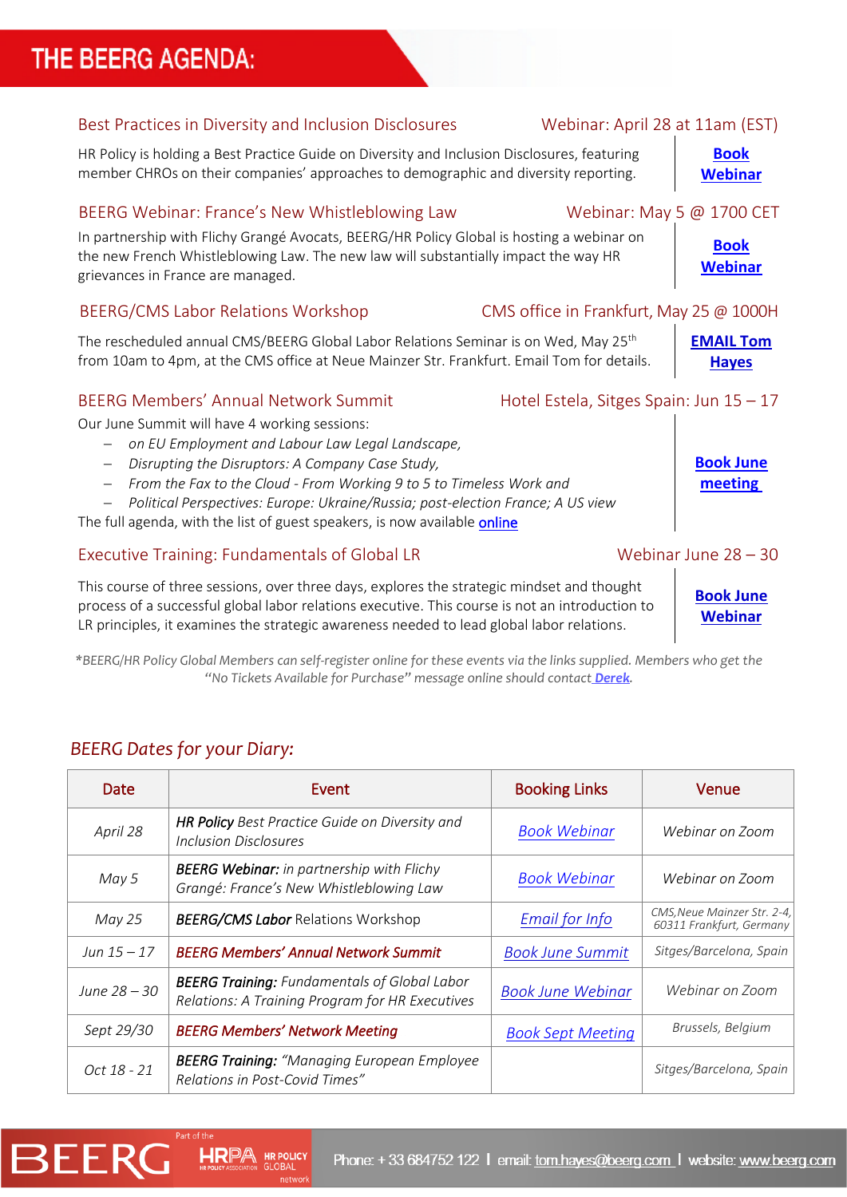# THE BEERG AGENDA:

## Best Practices in Diversity and Inclusion Disclosures — Webinar: April 28 at 11am (EST)

HR Policy is holding a Best Practice Guide on Diversity and Inclusion Disclosures, featuring member CHROs on their companies' approaches to demographic and diversity reporting.

**Book Webinar**

## BEERG Webinar: France's New Whistleblowing Law — Webinar: May 5 @ 1700 CET

In partnership with Flichy Grangé Avocats, BEERG/HR Policy Global is hosting a webinar on the new French Whistleblowing Law. The new law will substantially impact the way HR grievances in France are managed.

**Book Webinar**

## BEERG/CMS Labor Relations Workshop — CMS office in Frankfurt, May 25 @ 1000H

The rescheduled annual CMS/BEERG Global Labor Relations Seminar is on Wed, May 25th from 10am to 4pm, at the CMS office at Neue Mainzer Str. Frankfurt. Email Tom for details.

**EMAIL Tom Hayes**

## BEERG Members' Annual Network Summit — Hotel Estela, Sitges Spain: Jun 15 – 17

Our June Summit will have 4 working sessions:

- *on EU Employment and Labour Law Legal Landscape,*
- *Disrupting the Disruptors: A Company Case Study,*
- *From the Fax to the Cloud - From Working 9 to 5 to Timeless Work and*
- *Political Perspectives: Europe: Ukraine/Russia; post-election France; A US view*

The full agenda, with the list of guest speakers, is now available online

**Book June meeting**

## Executive Training: Fundamentals of Global LR — Webinar June 28 – 30

This course of three sessions, over three days, explores the strategic mindset and thought process of a successful global labor relations executive. This course is not an introduction to LR principles, it examines the strategic awareness needed to lead global labor relations.

**Book June Webinar**

*\*BEERG/HR Policy Global Members can self-register online for these events via the links supplied. Members who get the "No Tickets Available for Purchase" message online should contact Derek.*

## *BEERG Dates for your Diary:*

| Date | Event | Booking Links | Venue |
|---|---|---|---|
| *April 28* | ***HR Policy** Best Practice Guide on Diversity and Inclusion Disclosures* | *Book Webinar* | *Webinar on Zoom* |
| *May 5* | ***BEERG Webinar:** in partnership with Flichy Grangé: France's New Whistleblowing Law* | *Book Webinar* | *Webinar on Zoom* |
| *May 25* | ***BEERG/CMS Labor** Relations Workshop* | *Email for Info* | *CMS,Neue Mainzer Str. 2-4, 60311 Frankfurt, Germany* |
| *Jun 15 – 17* | ***BEERG Members' Annual Network Summit*** | *Book June Summit* | *Sitges/Barcelona, Spain* |
| *June 28 – 30* | ***BEERG Training:** Fundamentals of Global Labor Relations: A Training Program for HR Executives* | *Book June Webinar* | *Webinar on Zoom* |
| *Sept 29/30* | ***BEERG Members' Network Meeting*** | *Book Sept Meeting* | *Brussels, Belgium* |
| *Oct 18 - 21* | ***BEERG Training:** "Managing European Employee Relations in Post-Covid Times"* | | *Sitges/Barcelona, Spain* |

BEERG — Part of the HRPA HR Policy Global network

Phone: + 33 684752 122 | email: tom.hayes@beerg.com | website: www.beerg.com